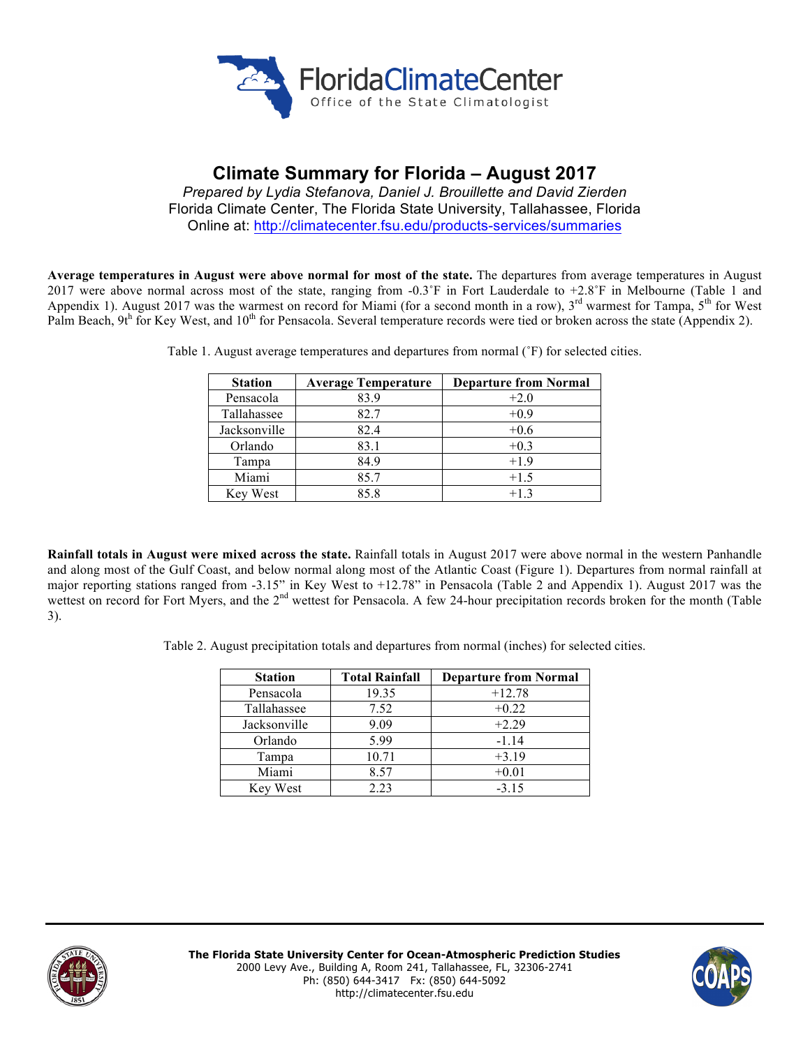# Climate Summary for Florida – August 2017

*Prepared by Lydia Stefanova, Daniel J. Brouillette and David Zierden*
Florida Climate Center, The Florida State University, Tallahassee, Florida
Online at: http://climatecenter.fsu.edu/products-services/summaries

**Average temperatures in August were above normal for most of the state.** The departures from average temperatures in August 2017 were above normal across most of the state, ranging from -0.3˚F in Fort Lauderdale to +2.8˚F in Melbourne (Table 1 and Appendix 1). August 2017 was the warmest on record for Miami (for a second month in a row), 3rd warmest for Tampa, 5th for West Palm Beach, 9th for Key West, and 10th for Pensacola. Several temperature records were tied or broken across the state (Appendix 2).

Table 1. August average temperatures and departures from normal (˚F) for selected cities.

| Station | Average Temperature | Departure from Normal |
| --- | --- | --- |
| Pensacola | 83.9 | +2.0 |
| Tallahassee | 82.7 | +0.9 |
| Jacksonville | 82.4 | +0.6 |
| Orlando | 83.1 | +0.3 |
| Tampa | 84.9 | +1.9 |
| Miami | 85.7 | +1.5 |
| Key West | 85.8 | +1.3 |

**Rainfall totals in August were mixed across the state.** Rainfall totals in August 2017 were above normal in the western Panhandle and along most of the Gulf Coast, and below normal along most of the Atlantic Coast (Figure 1). Departures from normal rainfall at major reporting stations ranged from -3.15" in Key West to +12.78" in Pensacola (Table 2 and Appendix 1). August 2017 was the wettest on record for Fort Myers, and the 2nd wettest for Pensacola. A few 24-hour precipitation records broken for the month (Table 3).

Table 2. August precipitation totals and departures from normal (inches) for selected cities.

| Station | Total Rainfall | Departure from Normal |
| --- | --- | --- |
| Pensacola | 19.35 | +12.78 |
| Tallahassee | 7.52 | +0.22 |
| Jacksonville | 9.09 | +2.29 |
| Orlando | 5.99 | -1.14 |
| Tampa | 10.71 | +3.19 |
| Miami | 8.57 | +0.01 |
| Key West | 2.23 | -3.15 |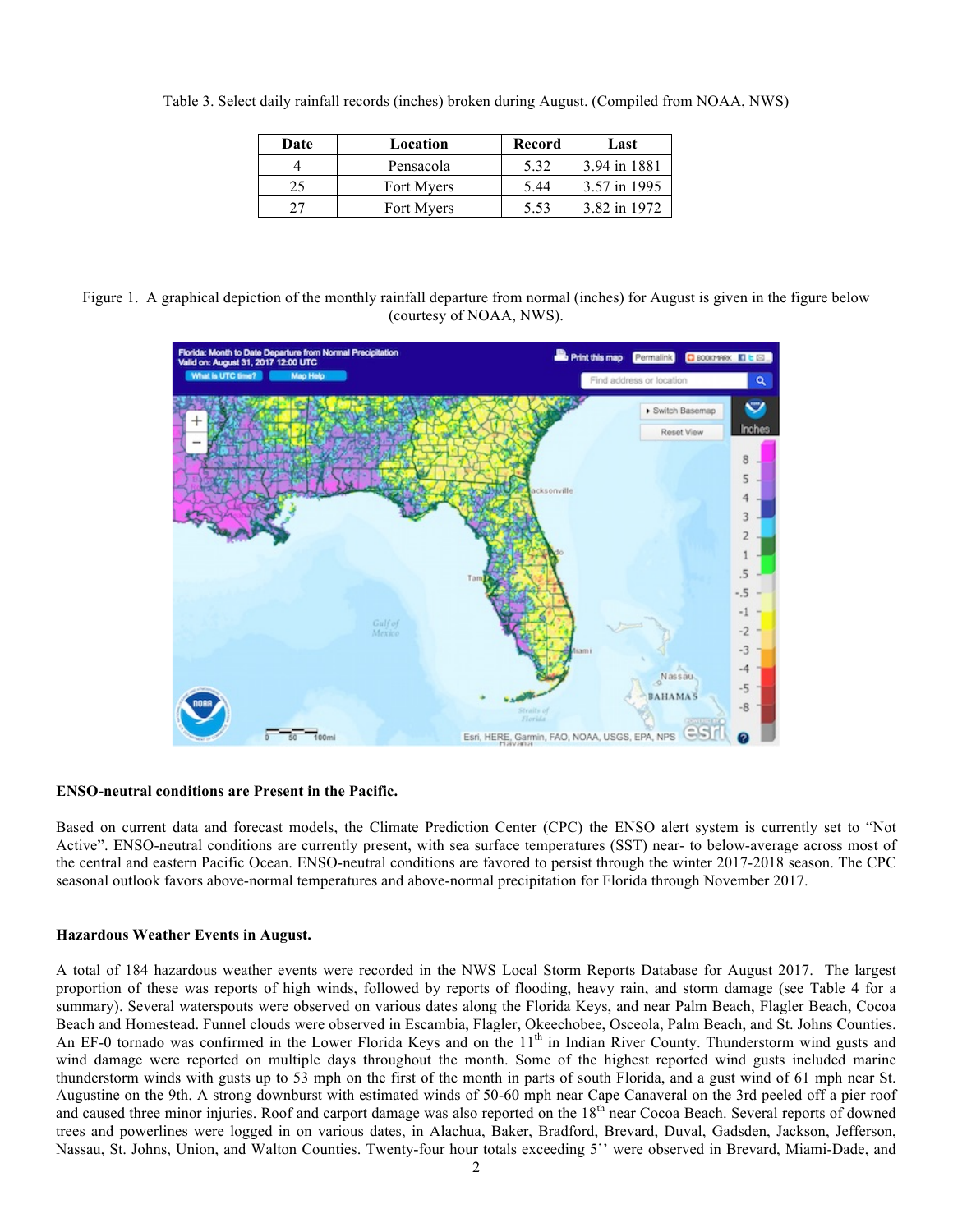Table 3. Select daily rainfall records (inches) broken during August. (Compiled from NOAA, NWS)

| Date | Location | Record | Last |
|---|---|---|---|
| 4 | Pensacola | 5.32 | 3.94 in 1881 |
| 25 | Fort Myers | 5.44 | 3.57 in 1995 |
| 27 | Fort Myers | 5.53 | 3.82 in 1972 |

Figure 1. A graphical depiction of the monthly rainfall departure from normal (inches) for August is given in the figure below (courtesy of NOAA, NWS).

**ENSO-neutral conditions are Present in the Pacific.**

Based on current data and forecast models, the Climate Prediction Center (CPC) the ENSO alert system is currently set to "Not Active". ENSO-neutral conditions are currently present, with sea surface temperatures (SST) near- to below-average across most of the central and eastern Pacific Ocean. ENSO-neutral conditions are favored to persist through the winter 2017-2018 season. The CPC seasonal outlook favors above-normal temperatures and above-normal precipitation for Florida through November 2017.

**Hazardous Weather Events in August.**

A total of 184 hazardous weather events were recorded in the NWS Local Storm Reports Database for August 2017. The largest proportion of these was reports of high winds, followed by reports of flooding, heavy rain, and storm damage (see Table 4 for a summary). Several waterspouts were observed on various dates along the Florida Keys, and near Palm Beach, Flagler Beach, Cocoa Beach and Homestead. Funnel clouds were observed in Escambia, Flagler, Okeechobee, Osceola, Palm Beach, and St. Johns Counties. An EF-0 tornado was confirmed in the Lower Florida Keys and on the 11th in Indian River County. Thunderstorm wind gusts and wind damage were reported on multiple days throughout the month. Some of the highest reported wind gusts included marine thunderstorm winds with gusts up to 53 mph on the first of the month in parts of south Florida, and a gust wind of 61 mph near St. Augustine on the 9th. A strong downburst with estimated winds of 50-60 mph near Cape Canaveral on the 3rd peeled off a pier roof and caused three minor injuries. Roof and carport damage was also reported on the 18th near Cocoa Beach. Several reports of downed trees and powerlines were logged in on various dates, in Alachua, Baker, Bradford, Brevard, Duval, Gadsden, Jackson, Jefferson, Nassau, St. Johns, Union, and Walton Counties. Twenty-four hour totals exceeding 5'' were observed in Brevard, Miami-Dade, and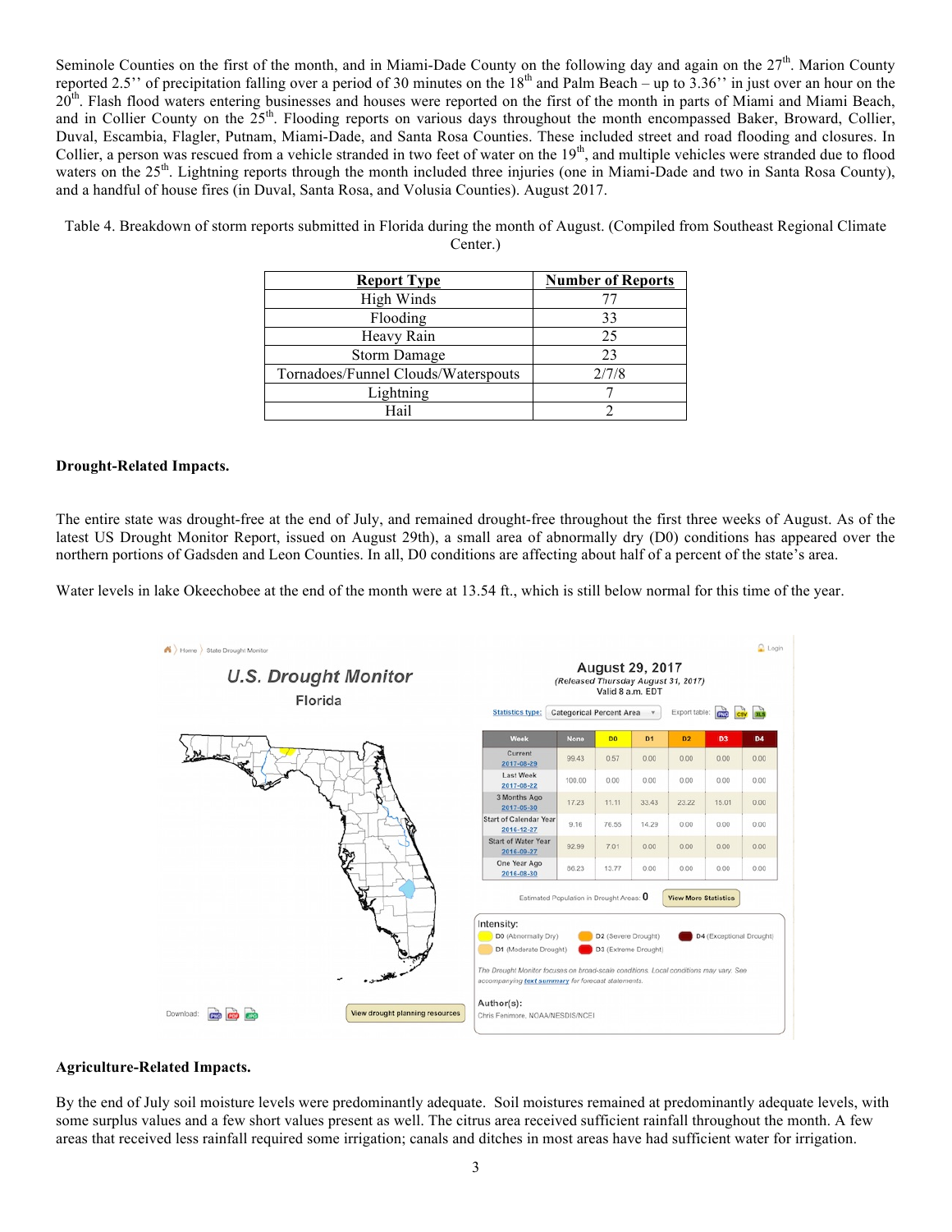Seminole Counties on the first of the month, and in Miami-Dade County on the following day and again on the 27th. Marion County reported 2.5'' of precipitation falling over a period of 30 minutes on the 18th and Palm Beach – up to 3.36'' in just over an hour on the 20th. Flash flood waters entering businesses and houses were reported on the first of the month in parts of Miami and Miami Beach, and in Collier County on the 25th. Flooding reports on various days throughout the month encompassed Baker, Broward, Collier, Duval, Escambia, Flagler, Putnam, Miami-Dade, and Santa Rosa Counties. These included street and road flooding and closures. In Collier, a person was rescued from a vehicle stranded in two feet of water on the 19th, and multiple vehicles were stranded due to flood waters on the 25th. Lightning reports through the month included three injuries (one in Miami-Dade and two in Santa Rosa County), and a handful of house fires (in Duval, Santa Rosa, and Volusia Counties). August 2017.

Table 4. Breakdown of storm reports submitted in Florida during the month of August. (Compiled from Southeast Regional Climate Center.)

| Report Type | Number of Reports |
|---|---|
| High Winds | 77 |
| Flooding | 33 |
| Heavy Rain | 25 |
| Storm Damage | 23 |
| Tornadoes/Funnel Clouds/Waterspouts | 2/7/8 |
| Lightning | 7 |
| Hail | 2 |

**Drought-Related Impacts.**

The entire state was drought-free at the end of July, and remained drought-free throughout the first three weeks of August. As of the latest US Drought Monitor Report, issued on August 29th), a small area of abnormally dry (D0) conditions has appeared over the northern portions of Gadsden and Leon Counties. In all, D0 conditions are affecting about half of a percent of the state's area.

Water levels in lake Okeechobee at the end of the month were at 13.54 ft., which is still below normal for this time of the year.

**U.S. Drought Monitor**
**Florida**

**August 29, 2017**
*(Released Thursday August 31, 2017)*
Valid 8 a.m. EDT

| Week | None | D0 | D1 | D2 | D3 | D4 |
|---|---|---|---|---|---|---|
| Current 2017-08-29 | 99.43 | 0.57 | 0.00 | 0.00 | 0.00 | 0.00 |
| Last Week 2017-08-22 | 100.00 | 0.00 | 0.00 | 0.00 | 0.00 | 0.00 |
| 3 Months Ago 2017-05-30 | 17.23 | 11.11 | 33.43 | 23.22 | 15.01 | 0.00 |
| Start of Calendar Year 2016-12-27 | 9.16 | 76.55 | 14.29 | 0.00 | 0.00 | 0.00 |
| Start of Water Year 2016-09-27 | 92.99 | 7.01 | 0.00 | 0.00 | 0.00 | 0.00 |
| One Year Ago 2016-08-30 | 86.23 | 13.77 | 0.00 | 0.00 | 0.00 | 0.00 |

Estimated Population in Drought Areas: 0

Intensity: D0 (Abnormally Dry), D1 (Moderate Drought), D2 (Severe Drought), D3 (Extreme Drought), D4 (Exceptional Drought)

*The Drought Monitor focuses on broad-scale conditions. Local conditions may vary. See accompanying text summary for forecast statements.*

Author(s): Chris Fenimore, NOAA/NESDIS/NCEI

**Agriculture-Related Impacts.**

By the end of July soil moisture levels were predominantly adequate. Soil moistures remained at predominantly adequate levels, with some surplus values and a few short values present as well. The citrus area received sufficient rainfall throughout the month. A few areas that received less rainfall required some irrigation; canals and ditches in most areas have had sufficient water for irrigation.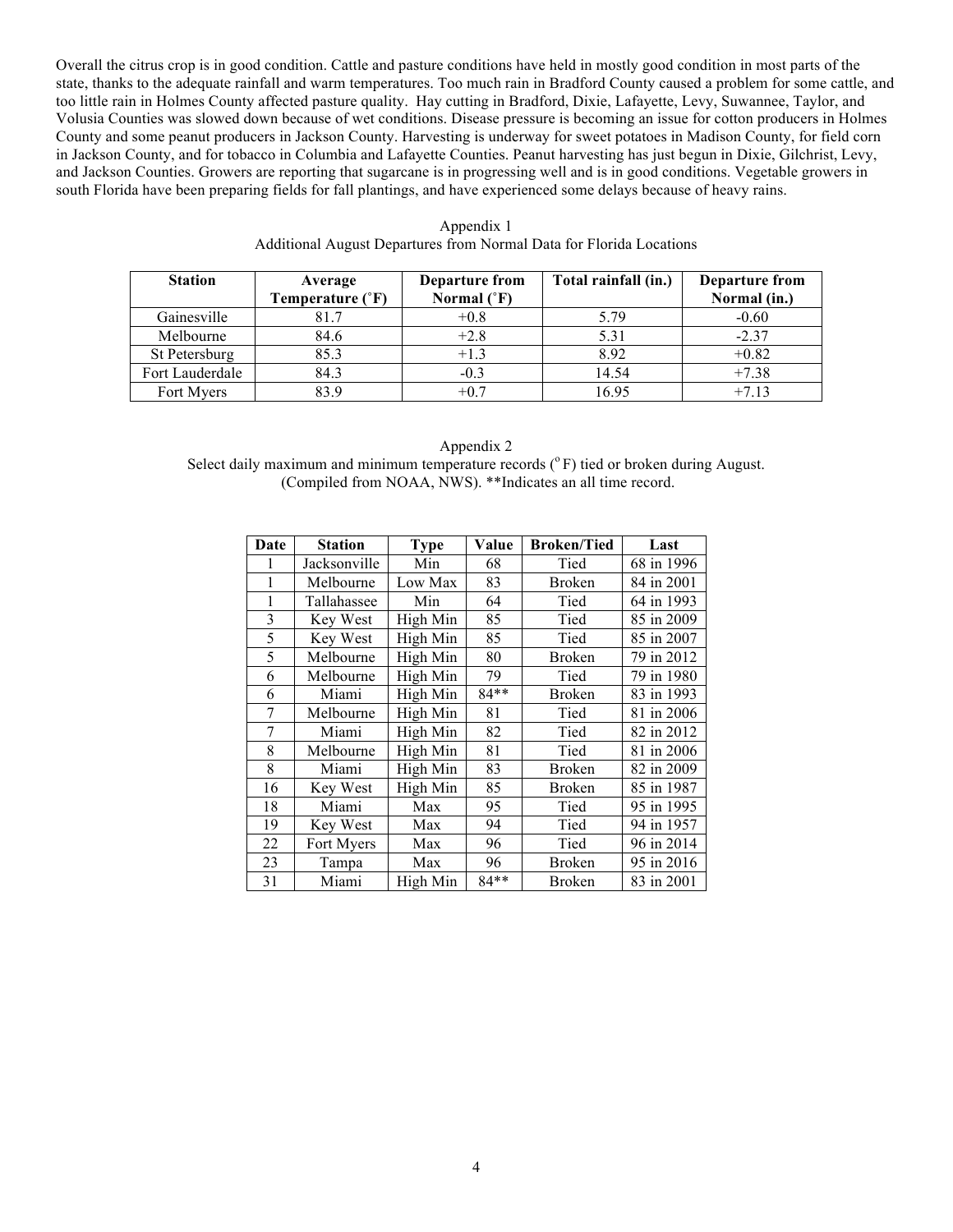Overall the citrus crop is in good condition. Cattle and pasture conditions have held in mostly good condition in most parts of the state, thanks to the adequate rainfall and warm temperatures. Too much rain in Bradford County caused a problem for some cattle, and too little rain in Holmes County affected pasture quality. Hay cutting in Bradford, Dixie, Lafayette, Levy, Suwannee, Taylor, and Volusia Counties was slowed down because of wet conditions. Disease pressure is becoming an issue for cotton producers in Holmes County and some peanut producers in Jackson County. Harvesting is underway for sweet potatoes in Madison County, for field corn in Jackson County, and for tobacco in Columbia and Lafayette Counties. Peanut harvesting has just begun in Dixie, Gilchrist, Levy, and Jackson Counties. Growers are reporting that sugarcane is in progressing well and is in good conditions. Vegetable growers in south Florida have been preparing fields for fall plantings, and have experienced some delays because of heavy rains.

Appendix 1

Additional August Departures from Normal Data for Florida Locations

| Station | Average Temperature (˚F) | Departure from Normal (˚F) | Total rainfall (in.) | Departure from Normal (in.) |
|---|---|---|---|---|
| Gainesville | 81.7 | +0.8 | 5.79 | -0.60 |
| Melbourne | 84.6 | +2.8 | 5.31 | -2.37 |
| St Petersburg | 85.3 | +1.3 | 8.92 | +0.82 |
| Fort Lauderdale | 84.3 | -0.3 | 14.54 | +7.38 |
| Fort Myers | 83.9 | +0.7 | 16.95 | +7.13 |

Appendix 2

Select daily maximum and minimum temperature records (°F) tied or broken during August. (Compiled from NOAA, NWS). **Indicates an all time record.

| Date | Station | Type | Value | Broken/Tied | Last |
|---|---|---|---|---|---|
| 1 | Jacksonville | Min | 68 | Tied | 68 in 1996 |
| 1 | Melbourne | Low Max | 83 | Broken | 84 in 2001 |
| 1 | Tallahassee | Min | 64 | Tied | 64 in 1993 |
| 3 | Key West | High Min | 85 | Tied | 85 in 2009 |
| 5 | Key West | High Min | 85 | Tied | 85 in 2007 |
| 5 | Melbourne | High Min | 80 | Broken | 79 in 2012 |
| 6 | Melbourne | High Min | 79 | Tied | 79 in 1980 |
| 6 | Miami | High Min | 84** | Broken | 83 in 1993 |
| 7 | Melbourne | High Min | 81 | Tied | 81 in 2006 |
| 7 | Miami | High Min | 82 | Tied | 82 in 2012 |
| 8 | Melbourne | High Min | 81 | Tied | 81 in 2006 |
| 8 | Miami | High Min | 83 | Broken | 82 in 2009 |
| 16 | Key West | High Min | 85 | Broken | 85 in 1987 |
| 18 | Miami | Max | 95 | Tied | 95 in 1995 |
| 19 | Key West | Max | 94 | Tied | 94 in 1957 |
| 22 | Fort Myers | Max | 96 | Tied | 96 in 2014 |
| 23 | Tampa | Max | 96 | Broken | 95 in 2016 |
| 31 | Miami | High Min | 84** | Broken | 83 in 2001 |